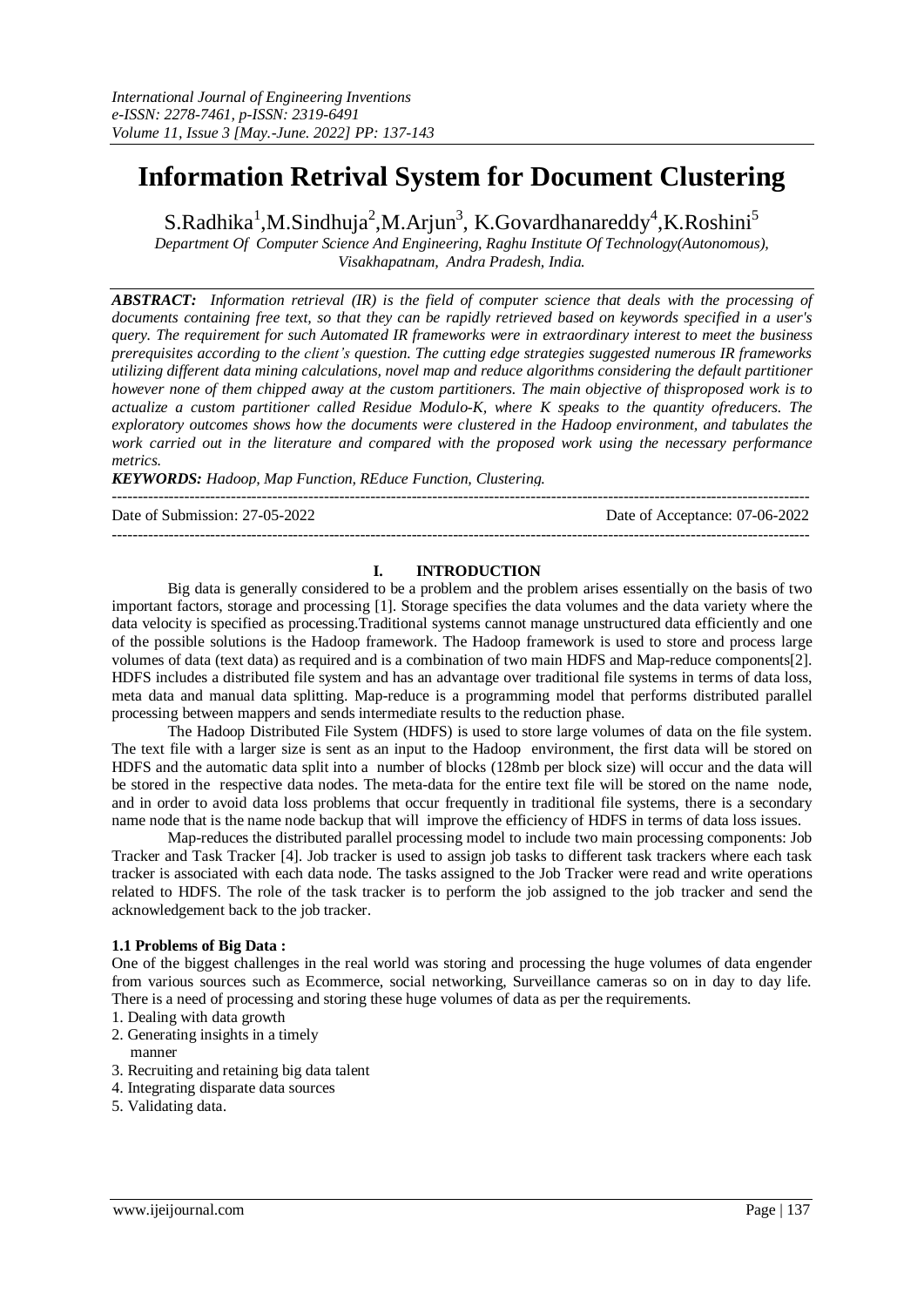# Information Retrival System for Document Clustering

S.Radhika[1],M.Sindhuja[2],M.Arjun[3], K.Govardhanareddy[4],K.Roshini[5]

*Department Of Computer Science And Engineering, Raghu Institute Of Technology(Autonomous), Visakhapatnam, Andra Pradesh, India.*

***ABSTRACT:*** *Information retrieval (IR) is the field of computer science that deals with the processing of documents containing free text, so that they can be rapidly retrieved based on keywords specified in a user's query. The requirement for such Automated IR frameworks were in extraordinary interest to meet the business prerequisites according to the client's question. The cutting edge strategies suggested numerous IR frameworks utilizing different data mining calculations, novel map and reduce algorithms considering the default partitioner however none of them chipped away at the custom partitioners. The main objective of thisproposed work is to actualize a custom partitioner called Residue Modulo-K, where K speaks to the quantity ofreducers. The exploratory outcomes shows how the documents were clustered in the Hadoop environment, and tabulates the work carried out in the literature and compared with the proposed work using the necessary performance metrics.*

***KEYWORDS:*** *Hadoop, Map Function, REduce Function, Clustering.*

---

Date of Submission: 27-05-2022 | Date of Acceptance: 07-06-2022

---

## I. INTRODUCTION

Big data is generally considered to be a problem and the problem arises essentially on the basis of two important factors, storage and processing [1]. Storage specifies the data volumes and the data variety where the data velocity is specified as processing.Traditional systems cannot manage unstructured data efficiently and one of the possible solutions is the Hadoop framework. The Hadoop framework is used to store and process large volumes of data (text data) as required and is a combination of two main HDFS and Map-reduce components[2]. HDFS includes a distributed file system and has an advantage over traditional file systems in terms of data loss, meta data and manual data splitting. Map-reduce is a programming model that performs distributed parallel processing between mappers and sends intermediate results to the reduction phase.

The Hadoop Distributed File System (HDFS) is used to store large volumes of data on the file system. The text file with a larger size is sent as an input to the Hadoop environment, the first data will be stored on HDFS and the automatic data split into a number of blocks (128mb per block size) will occur and the data will be stored in the respective data nodes. The meta-data for the entire text file will be stored on the name node, and in order to avoid data loss problems that occur frequently in traditional file systems, there is a secondary name node that is the name node backup that will improve the efficiency of HDFS in terms of data loss issues.

Map-reduces the distributed parallel processing model to include two main processing components: Job Tracker and Task Tracker [4]. Job tracker is used to assign job tasks to different task trackers where each task tracker is associated with each data node. The tasks assigned to the Job Tracker were read and write operations related to HDFS. The role of the task tracker is to perform the job assigned to the job tracker and send the acknowledgement back to the job tracker.

### 1.1 Problems of Big Data :

One of the biggest challenges in the real world was storing and processing the huge volumes of data engender from various sources such as Ecommerce, social networking, Surveillance cameras so on in day to day life. There is a need of processing and storing these huge volumes of data as per the requirements.

1. Dealing with data growth
2. Generating insights in a timely manner
3. Recruiting and retaining big data talent
4. Integrating disparate data sources
5. Validating data.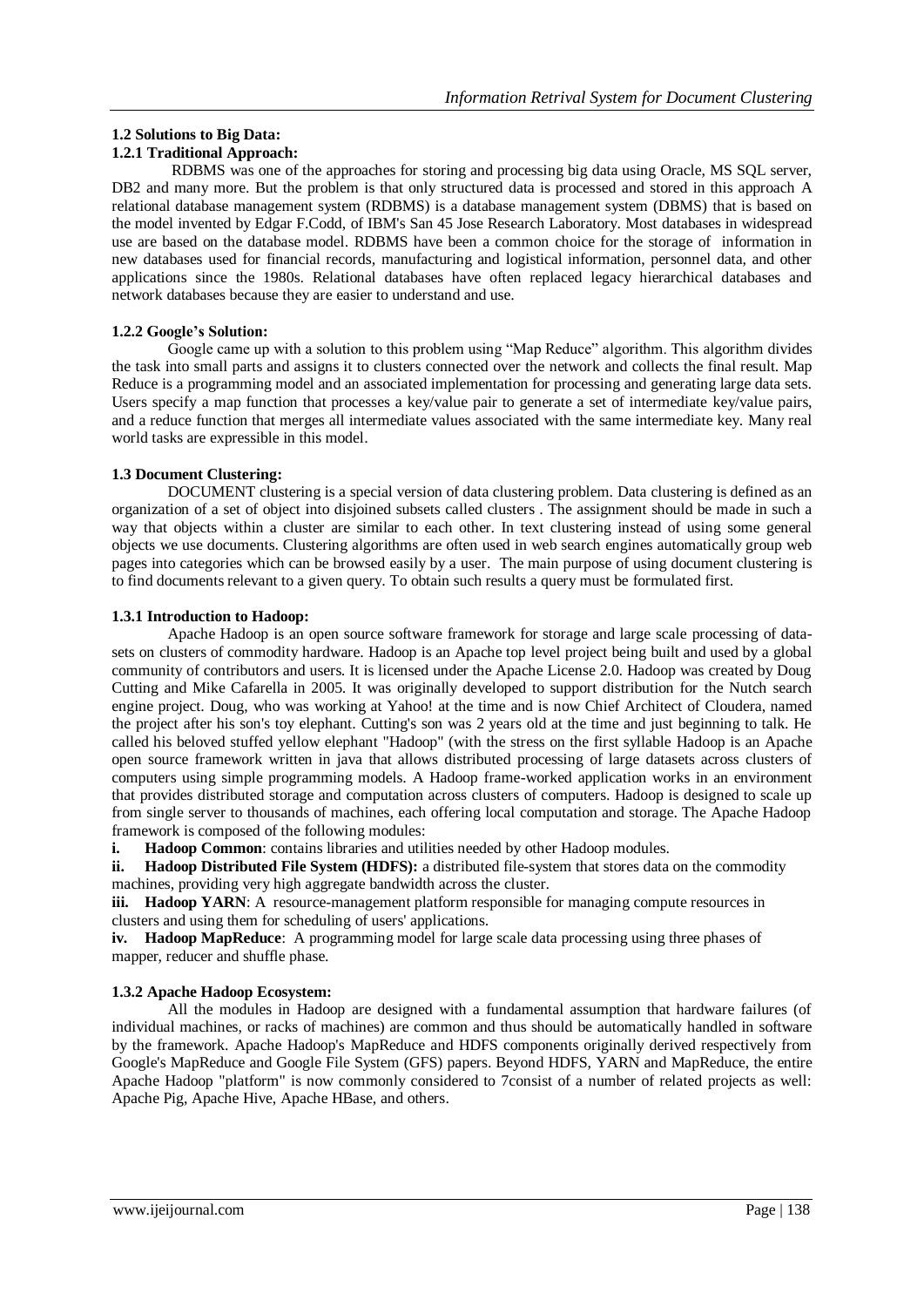**1.2 Solutions to Big Data:**

**1.2.1 Traditional Approach:**

RDBMS was one of the approaches for storing and processing big data using Oracle, MS SQL server, DB2 and many more. But the problem is that only structured data is processed and stored in this approach A relational database management system (RDBMS) is a database management system (DBMS) that is based on the model invented by Edgar F.Codd, of IBM's San 45 Jose Research Laboratory. Most databases in widespread use are based on the database model. RDBMS have been a common choice for the storage of information in new databases used for financial records, manufacturing and logistical information, personnel data, and other applications since the 1980s. Relational databases have often replaced legacy hierarchical databases and network databases because they are easier to understand and use.

**1.2.2 Google's Solution:**

Google came up with a solution to this problem using "Map Reduce" algorithm. This algorithm divides the task into small parts and assigns it to clusters connected over the network and collects the final result. Map Reduce is a programming model and an associated implementation for processing and generating large data sets. Users specify a map function that processes a key/value pair to generate a set of intermediate key/value pairs, and a reduce function that merges all intermediate values associated with the same intermediate key. Many real world tasks are expressible in this model.

**1.3 Document Clustering:**

DOCUMENT clustering is a special version of data clustering problem. Data clustering is defined as an organization of a set of object into disjoined subsets called clusters . The assignment should be made in such a way that objects within a cluster are similar to each other. In text clustering instead of using some general objects we use documents. Clustering algorithms are often used in web search engines automatically group web pages into categories which can be browsed easily by a user. The main purpose of using document clustering is to find documents relevant to a given query. To obtain such results a query must be formulated first.

**1.3.1 Introduction to Hadoop:**

Apache Hadoop is an open source software framework for storage and large scale processing of data-sets on clusters of commodity hardware. Hadoop is an Apache top level project being built and used by a global community of contributors and users. It is licensed under the Apache License 2.0. Hadoop was created by Doug Cutting and Mike Cafarella in 2005. It was originally developed to support distribution for the Nutch search engine project. Doug, who was working at Yahoo! at the time and is now Chief Architect of Cloudera, named the project after his son's toy elephant. Cutting's son was 2 years old at the time and just beginning to talk. He called his beloved stuffed yellow elephant "Hadoop" (with the stress on the first syllable Hadoop is an Apache open source framework written in java that allows distributed processing of large datasets across clusters of computers using simple programming models. A Hadoop frame-worked application works in an environment that provides distributed storage and computation across clusters of computers. Hadoop is designed to scale up from single server to thousands of machines, each offering local computation and storage. The Apache Hadoop framework is composed of the following modules:

**i. Hadoop Common**: contains libraries and utilities needed by other Hadoop modules.

**ii. Hadoop Distributed File System (HDFS):** a distributed file-system that stores data on the commodity machines, providing very high aggregate bandwidth across the cluster.

**iii. Hadoop YARN**: A resource-management platform responsible for managing compute resources in clusters and using them for scheduling of users' applications.

**iv. Hadoop MapReduce**: A programming model for large scale data processing using three phases of mapper, reducer and shuffle phase.

**1.3.2 Apache Hadoop Ecosystem:**

All the modules in Hadoop are designed with a fundamental assumption that hardware failures (of individual machines, or racks of machines) are common and thus should be automatically handled in software by the framework. Apache Hadoop's MapReduce and HDFS components originally derived respectively from Google's MapReduce and Google File System (GFS) papers. Beyond HDFS, YARN and MapReduce, the entire Apache Hadoop "platform" is now commonly considered to 7consist of a number of related projects as well: Apache Pig, Apache Hive, Apache HBase, and others.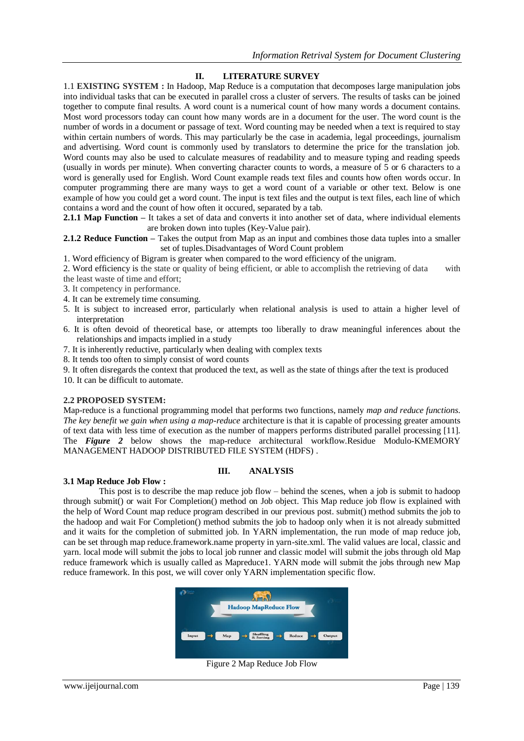## II. LITERATURE SURVEY

1.1 **EXISTING SYSTEM :** In Hadoop, Map Reduce is a computation that decomposes large manipulation jobs into individual tasks that can be executed in parallel cross a cluster of servers. The results of tasks can be joined together to compute final results. A word count is a numerical count of how many words a document contains. Most word processors today can count how many words are in a document for the user. The word count is the number of words in a document or passage of text. Word counting may be needed when a text is required to stay within certain numbers of words. This may particularly be the case in academia, legal proceedings, journalism and advertising. Word count is commonly used by translators to determine the price for the translation job. Word counts may also be used to calculate measures of readability and to measure typing and reading speeds (usually in words per minute). When converting character counts to words, a measure of 5 or 6 characters to a word is generally used for English. Word Count example reads text files and counts how often words occur. In computer programming there are many ways to get a word count of a variable or other text. Below is one example of how you could get a word count. The input is text files and the output is text files, each line of which contains a word and the count of how often it occured, separated by a tab.

**2.1.1 Map Function –** It takes a set of data and converts it into another set of data, where individual elements are broken down into tuples (Key-Value pair).

**2.1.2 Reduce Function –** Takes the output from Map as an input and combines those data tuples into a smaller set of tuples.Disadvantages of Word Count problem

1. Word efficiency of Bigram is greater when compared to the word efficiency of the unigram.
2. Word efficiency is the state or quality of being efficient, or able to accomplish the retrieving of data with the least waste of time and effort;
3. It competency in performance.
4. It can be extremely time consuming.
5. It is subject to increased error, particularly when relational analysis is used to attain a higher level of interpretation
6. It is often devoid of theoretical base, or attempts too liberally to draw meaningful inferences about the relationships and impacts implied in a study
7. It is inherently reductive, particularly when dealing with complex texts
8. It tends too often to simply consist of word counts
9. It often disregards the context that produced the text, as well as the state of things after the text is produced
10. It can be difficult to automate.

**2.2 PROPOSED SYSTEM:**

Map-reduce is a functional programming model that performs two functions, namely *map and reduce functions. The key benefit we gain when using a map-reduce* architecture is that it is capable of processing greater amounts of text data with less time of execution as the number of mappers performs distributed parallel processing [11]. The ***Figure 2*** below shows the map-reduce architectural workflow.Residue Modulo-KMEMORY MANAGEMENT HADOOP DISTRIBUTED FILE SYSTEM (HDFS) .

## III. ANALYSIS

**3.1 Map Reduce Job Flow :**

This post is to describe the map reduce job flow – behind the scenes, when a job is submit to hadoop through submit() or wait For Completion() method on Job object. This Map reduce job flow is explained with the help of Word Count map reduce program described in our previous post. submit() method submits the job to the hadoop and wait For Completion() method submits the job to hadoop only when it is not already submitted and it waits for the completion of submitted job. In YARN implementation, the run mode of map reduce job, can be set through map reduce.framework.name property in yarn-site.xml. The valid values are local, classic and yarn. local mode will submit the jobs to local job runner and classic model will submit the jobs through old Map reduce framework which is usually called as Mapreduce1. YARN mode will submit the jobs through new Map reduce framework. In this post, we will cover only YARN implementation specific flow.

Figure 2 Map Reduce Job Flow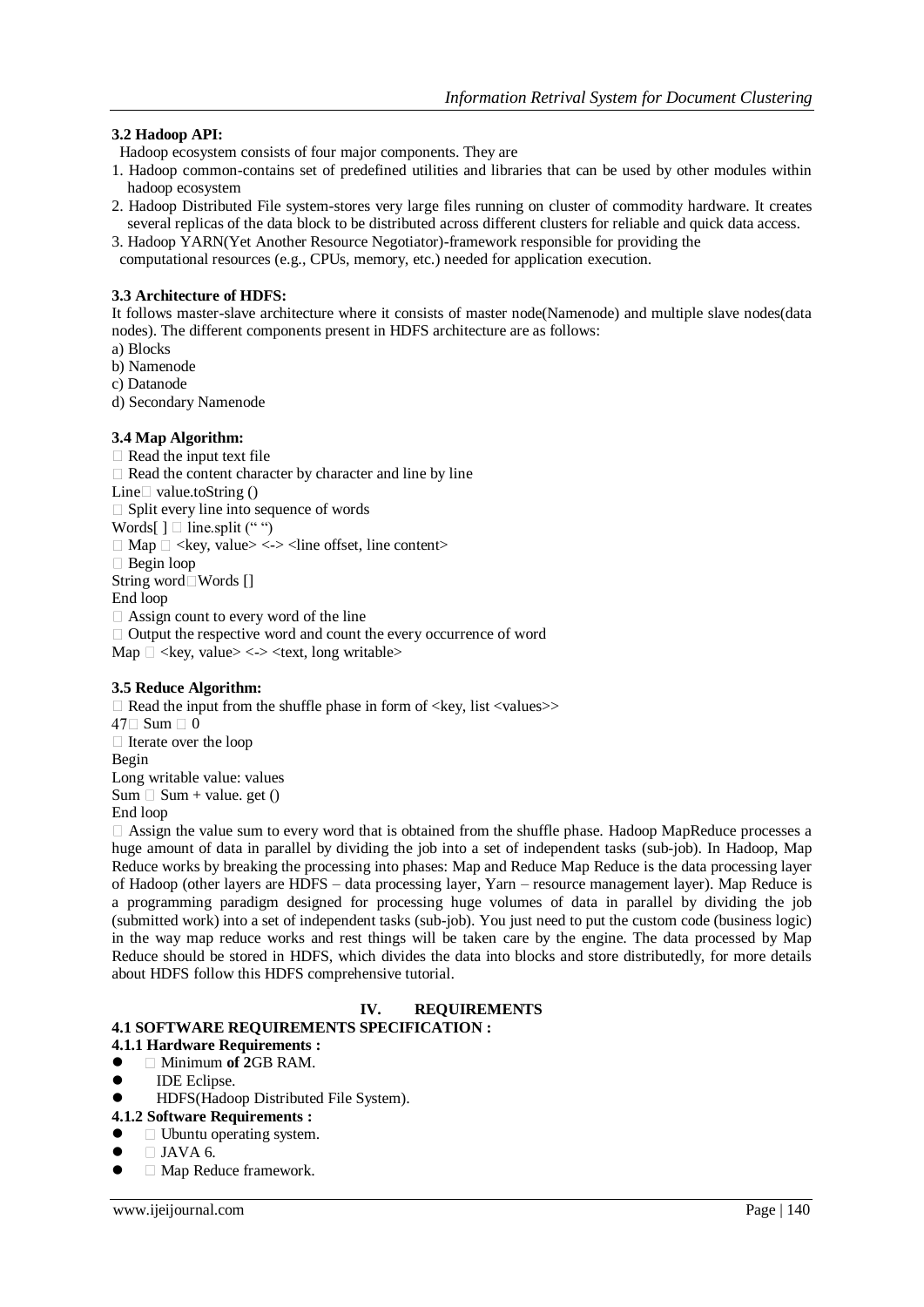**3.2 Hadoop API:**

Hadoop ecosystem consists of four major components. They are

1. Hadoop common-contains set of predefined utilities and libraries that can be used by other modules within hadoop ecosystem
2. Hadoop Distributed File system-stores very large files running on cluster of commodity hardware. It creates several replicas of the data block to be distributed across different clusters for reliable and quick data access.
3. Hadoop YARN(Yet Another Resource Negotiator)-framework responsible for providing the computational resources (e.g., CPUs, memory, etc.) needed for application execution.

**3.3 Architecture of HDFS:**

It follows master-slave architecture where it consists of master node(Namenode) and multiple slave nodes(data nodes). The different components present in HDFS architecture are as follows:

a) Blocks
b) Namenode
c) Datanode
d) Secondary Namenode

**3.4 Map Algorithm:**

 Read the input text file
 Read the content character by character and line by line
Line value.toString ()
 Split every line into sequence of words
Words[ ]  line.split (" ")
 Map  <key, value> <-> <line offset, line content>
 Begin loop
String wordWords []
End loop
 Assign count to every word of the line
 Output the respective word and count the every occurrence of word
Map  <key, value> <-> <text, long writable>

**3.5 Reduce Algorithm:**

 Read the input from the shuffle phase in form of <key, list <values>>
47 Sum  0
 Iterate over the loop
Begin
Long writable value: values
Sum  Sum + value. get ()
End loop
 Assign the value sum to every word that is obtained from the shuffle phase. Hadoop MapReduce processes a huge amount of data in parallel by dividing the job into a set of independent tasks (sub-job). In Hadoop, Map Reduce works by breaking the processing into phases: Map and Reduce Map Reduce is the data processing layer of Hadoop (other layers are HDFS – data processing layer, Yarn – resource management layer). Map Reduce is a programming paradigm designed for processing huge volumes of data in parallel by dividing the job (submitted work) into a set of independent tasks (sub-job). You just need to put the custom code (business logic) in the way map reduce works and rest things will be taken care by the engine. The data processed by Map Reduce should be stored in HDFS, which divides the data into blocks and store distributedly, for more details about HDFS follow this HDFS comprehensive tutorial.

## IV. REQUIREMENTS

### 4.1 SOFTWARE REQUIREMENTS SPECIFICATION :

#### 4.1.1 Hardware Requirements :

- Minimum **of 2**GB RAM.
- IDE Eclipse.
- HDFS(Hadoop Distributed File System).

#### 4.1.2 Software Requirements :

- Ubuntu operating system.
- JAVA 6.
- Map Reduce framework.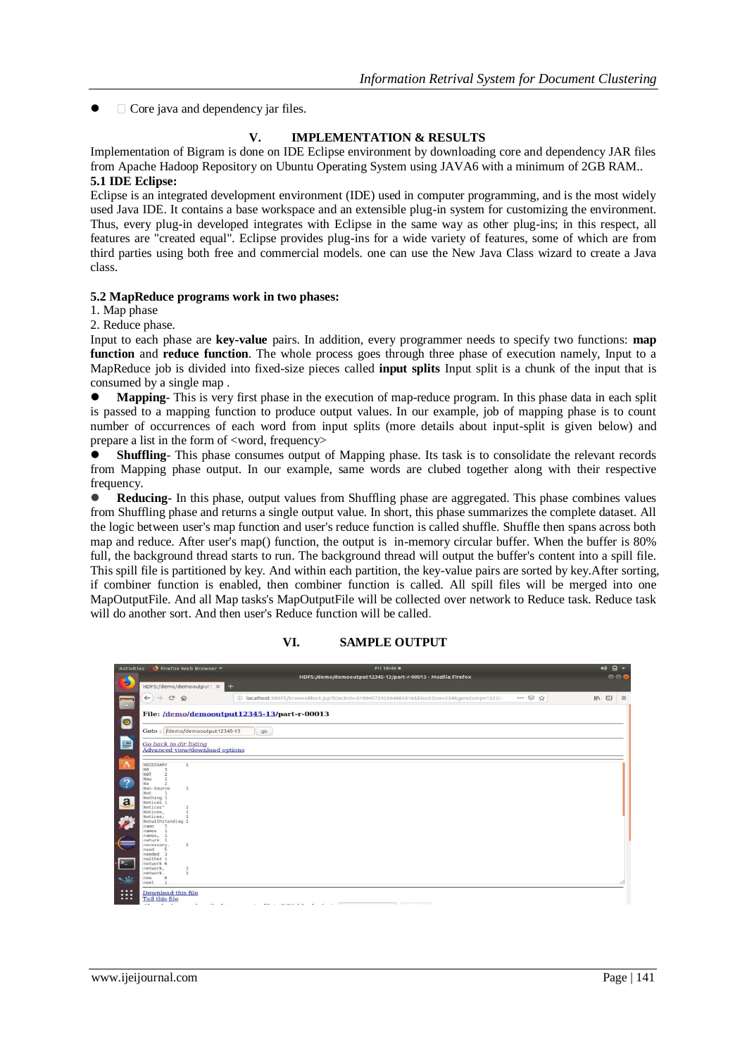- Core java and dependency jar files.

## V. IMPLEMENTATION & RESULTS

Implementation of Bigram is done on IDE Eclipse environment by downloading core and dependency JAR files from Apache Hadoop Repository on Ubuntu Operating System using JAVA6 with a minimum of 2GB RAM..

### 5.1 IDE Eclipse:

Eclipse is an integrated development environment (IDE) used in computer programming, and is the most widely used Java IDE. It contains a base workspace and an extensible plug-in system for customizing the environment. Thus, every plug-in developed integrates with Eclipse in the same way as other plug-ins; in this respect, all features are "created equal". Eclipse provides plug-ins for a wide variety of features, some of which are from third parties using both free and commercial models. one can use the New Java Class wizard to create a Java class.

### 5.2 MapReduce programs work in two phases:

1. Map phase
2. Reduce phase.

Input to each phase are **key-value** pairs. In addition, every programmer needs to specify two functions: **map function** and **reduce function**. The whole process goes through three phase of execution namely, Input to a MapReduce job is divided into fixed-size pieces called **input splits** Input split is a chunk of the input that is consumed by a single map .

- **Mapping**- This is very first phase in the execution of map-reduce program. In this phase data in each split is passed to a mapping function to produce output values. In our example, job of mapping phase is to count number of occurrences of each word from input splits (more details about input-split is given below) and prepare a list in the form of <word, frequency>
- **Shuffling**- This phase consumes output of Mapping phase. Its task is to consolidate the relevant records from Mapping phase output. In our example, same words are clubed together along with their respective frequency.
- **Reducing**- In this phase, output values from Shuffling phase are aggregated. This phase combines values from Shuffling phase and returns a single output value. In short, this phase summarizes the complete dataset. All the logic between user's map function and user's reduce function is called shuffle. Shuffle then spans across both map and reduce. After user's map() function, the output is in-memory circular buffer. When the buffer is 80% full, the background thread starts to run. The background thread will output the buffer's content into a spill file. This spill file is partitioned by key. And within each partition, the key-value pairs are sorted by key.After sorting, if combiner function is enabled, then combiner function is called. All spill files will be merged into one MapOutputFile. And all Map tasks's MapOutputFile will be collected over network to Reduce task. Reduce task will do another sort. And then user's Reduce function will be called.

## VI. SAMPLE OUTPUT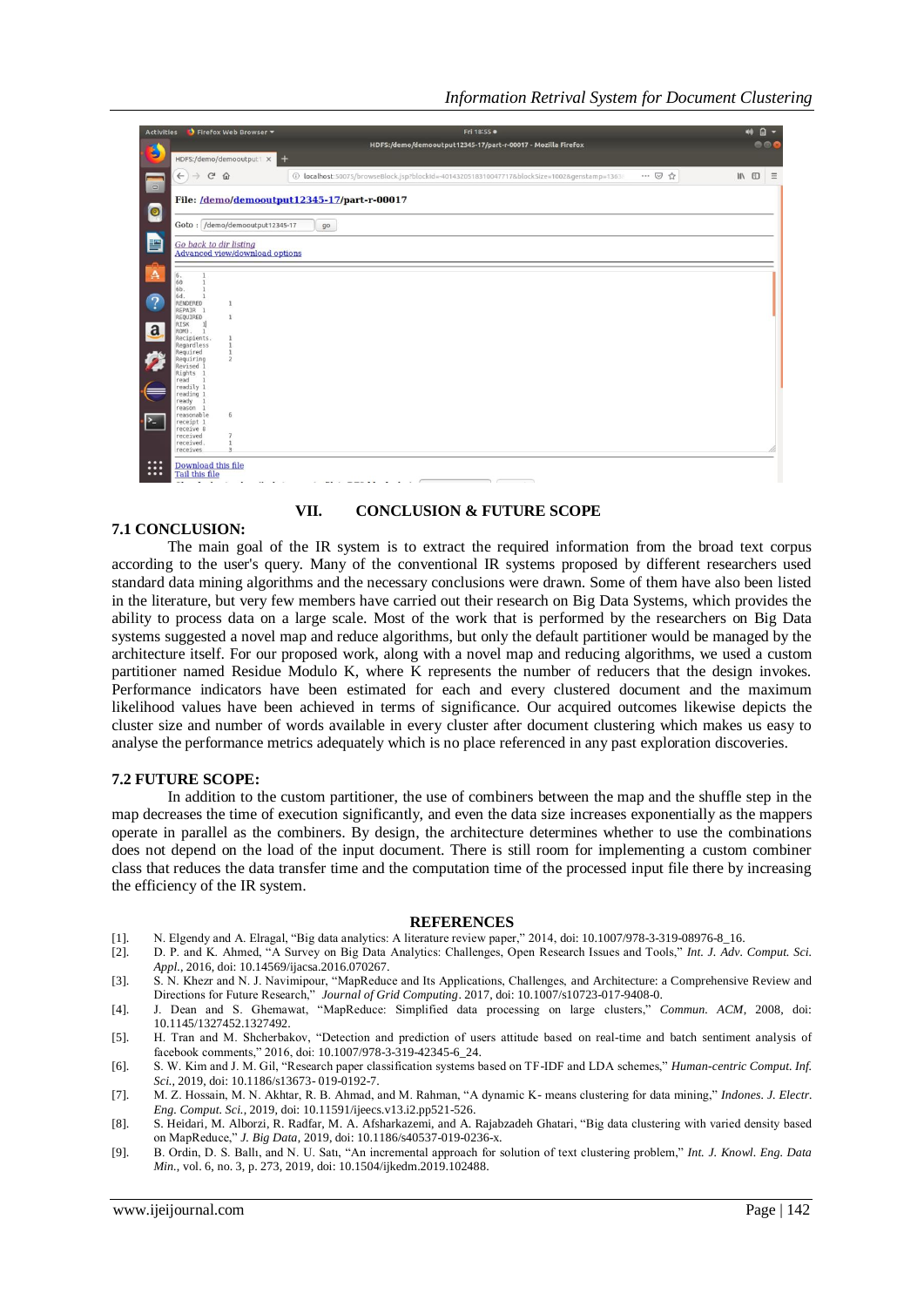## VII. CONCLUSION & FUTURE SCOPE

### 7.1 CONCLUSION:

The main goal of the IR system is to extract the required information from the broad text corpus according to the user's query. Many of the conventional IR systems proposed by different researchers used standard data mining algorithms and the necessary conclusions were drawn. Some of them have also been listed in the literature, but very few members have carried out their research on Big Data Systems, which provides the ability to process data on a large scale. Most of the work that is performed by the researchers on Big Data systems suggested a novel map and reduce algorithms, but only the default partitioner would be managed by the architecture itself. For our proposed work, along with a novel map and reducing algorithms, we used a custom partitioner named Residue Modulo K, where K represents the number of reducers that the design invokes. Performance indicators have been estimated for each and every clustered document and the maximum likelihood values have been achieved in terms of significance. Our acquired outcomes likewise depicts the cluster size and number of words available in every cluster after document clustering which makes us easy to analyse the performance metrics adequately which is no place referenced in any past exploration discoveries.

### 7.2 FUTURE SCOPE:

In addition to the custom partitioner, the use of combiners between the map and the shuffle step in the map decreases the time of execution significantly, and even the data size increases exponentially as the mappers operate in parallel as the combiners. By design, the architecture determines whether to use the combinations does not depend on the load of the input document. There is still room for implementing a custom combiner class that reduces the data transfer time and the computation time of the processed input file there by increasing the efficiency of the IR system.

## REFERENCES

[1]. N. Elgendy and A. Elragal, "Big data analytics: A literature review paper," 2014, doi: 10.1007/978-3-319-08976-8_16.

[2]. D. P. and K. Ahmed, "A Survey on Big Data Analytics: Challenges, Open Research Issues and Tools," *Int. J. Adv. Comput. Sci. Appl.*, 2016, doi: 10.14569/ijacsa.2016.070267.

[3]. S. N. Khezr and N. J. Navimipour, "MapReduce and Its Applications, Challenges, and Architecture: a Comprehensive Review and Directions for Future Research," *Journal of Grid Computing*. 2017, doi: 10.1007/s10723-017-9408-0.

[4]. J. Dean and S. Ghemawat, "MapReduce: Simplified data processing on large clusters," *Commun. ACM*, 2008, doi: 10.1145/1327452.1327492.

[5]. H. Tran and M. Shcherbakov, "Detection and prediction of users attitude based on real-time and batch sentiment analysis of facebook comments," 2016, doi: 10.1007/978-3-319-42345-6_24.

[6]. S. W. Kim and J. M. Gil, "Research paper classification systems based on TF-IDF and LDA schemes," *Human-centric Comput. Inf. Sci.*, 2019, doi: 10.1186/s13673- 019-0192-7.

[7]. M. Z. Hossain, M. N. Akhtar, R. B. Ahmad, and M. Rahman, "A dynamic K- means clustering for data mining," *Indones. J. Electr. Eng. Comput. Sci.*, 2019, doi: 10.11591/ijeecs.v13.i2.pp521-526.

[8]. S. Heidari, M. Alborzi, R. Radfar, M. A. Afsharkazemi, and A. Rajabzadeh Ghatari, "Big data clustering with varied density based on MapReduce," *J. Big Data*, 2019, doi: 10.1186/s40537-019-0236-x.

[9]. B. Ordin, D. S. Ballı, and N. U. Satı, "An incremental approach for solution of text clustering problem," *Int. J. Knowl. Eng. Data Min.*, vol. 6, no. 3, p. 273, 2019, doi: 10.1504/ijkedm.2019.102488.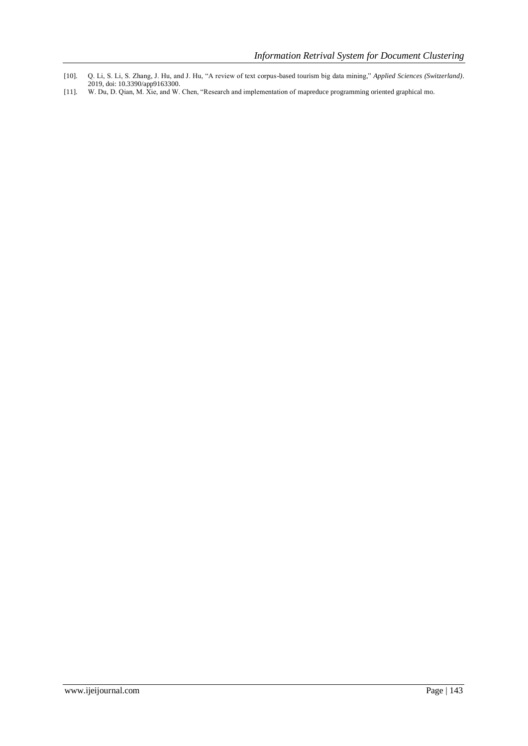[10]. Q. Li, S. Li, S. Zhang, J. Hu, and J. Hu, "A review of text corpus-based tourism big data mining," *Applied Sciences (Switzerland)*. 2019, doi: 10.3390/app9163300.

[11]. W. Du, D. Qian, M. Xie, and W. Chen, "Research and implementation of mapreduce programming oriented graphical mo.